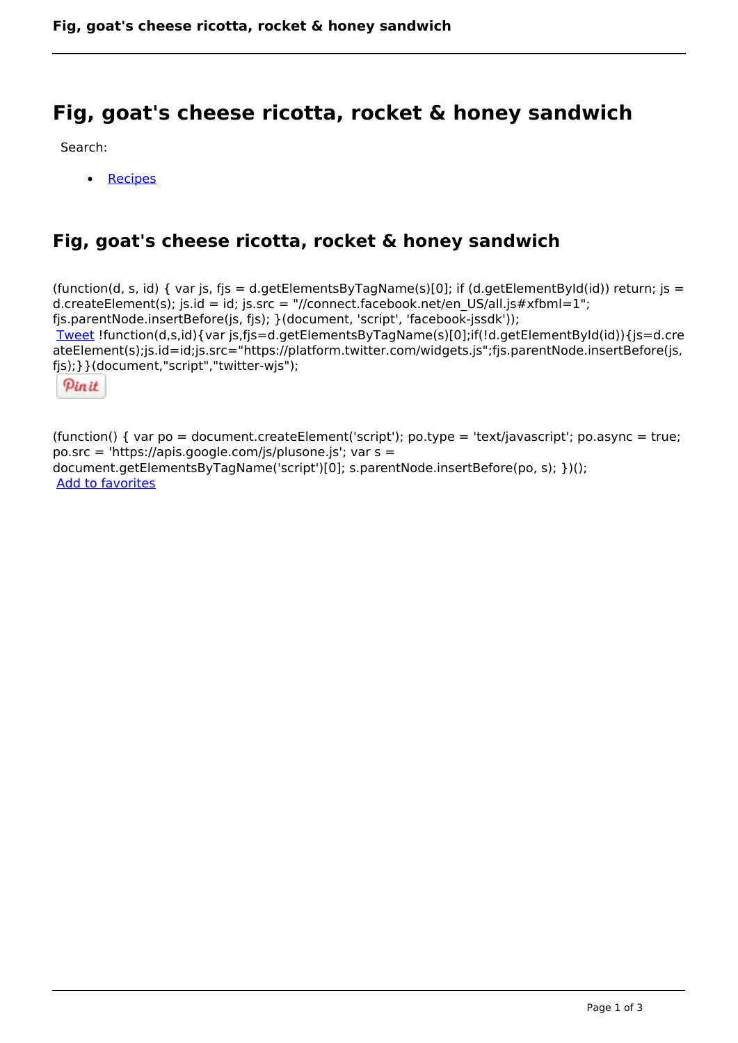# Fig, goat's cheese ricotta, rocket & honey sandwich

Search:

- Recipes

## Fig, goat's cheese ricotta, rocket & honey sandwich

```
(function(d, s, id) { var js, fjs = d.getElementsByTagName(s)[0]; if (d.getElementById(id)) return; js = d.createElement(s); js.id = id; js.src = "//connect.facebook.net/en_US/all.js#xfbml=1"; fjs.parentNode.insertBefore(js, fjs); }(document, 'script', 'facebook-jssdk'));
```

Tweet

```
!function(d,s,id){var js,fjs=d.getElementsByTagName(s)[0];if(!d.getElementById(id)){js=d.createElement(s);js.id=id;js.src="https://platform.twitter.com/widgets.js";fjs.parentNode.insertBefore(js,fjs);}}(document,"script","twitter-wjs");
```

Pin it

```
(function() { var po = document.createElement('script'); po.type = 'text/javascript'; po.async = true; po.src = 'https://apis.google.com/js/plusone.js'; var s = document.getElementsByTagName('script')[0]; s.parentNode.insertBefore(po, s); })();
```

Add to favorites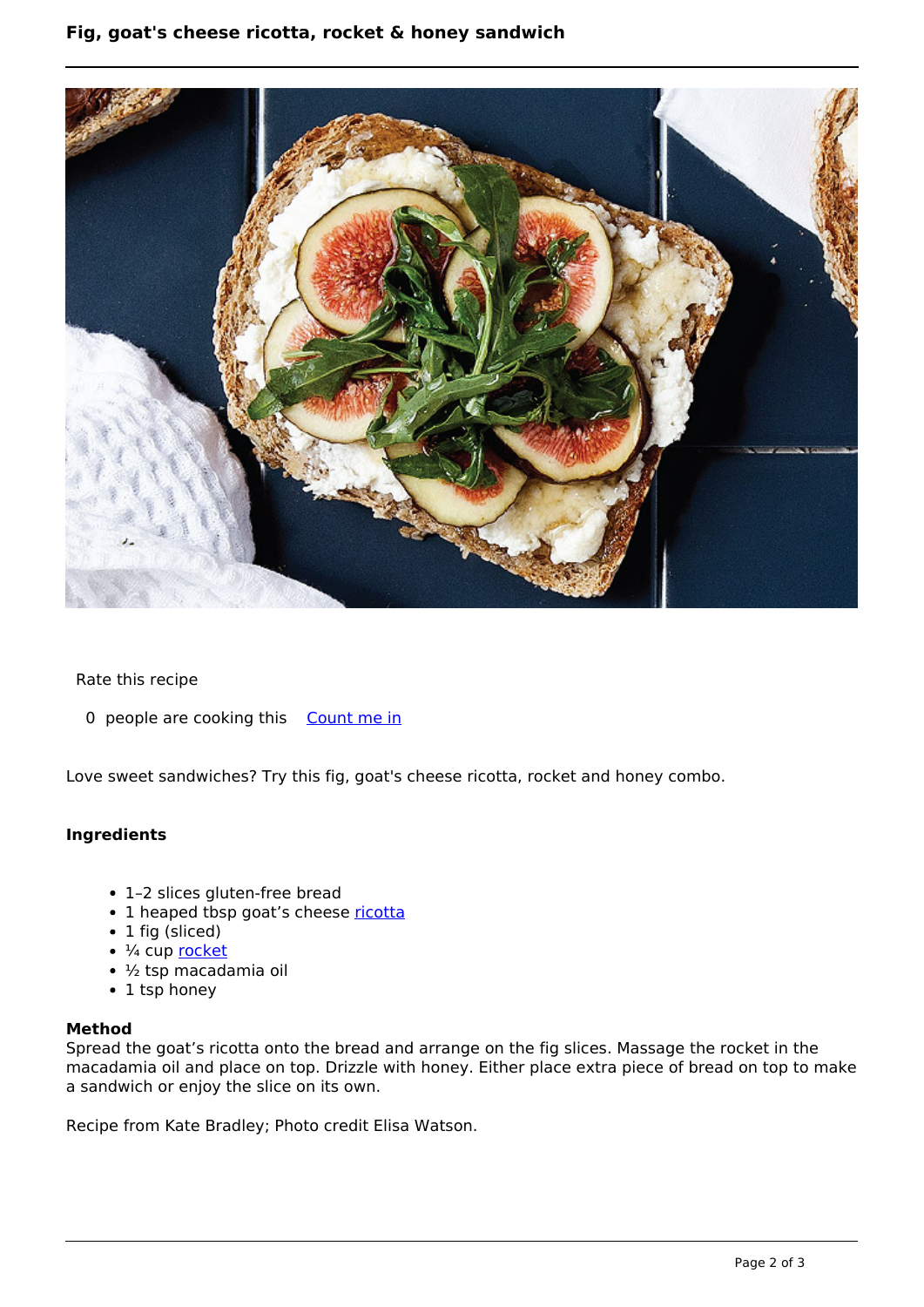# Fig, goat's cheese ricotta, rocket & honey sandwich

Rate this recipe

0 people are cooking this [Count me in]

Love sweet sandwiches? Try this fig, goat's cheese ricotta, rocket and honey combo.

### Ingredients

- 1–2 slices gluten-free bread
- 1 heaped tbsp goat's cheese ricotta
- 1 fig (sliced)
- ¼ cup rocket
- ½ tsp macadamia oil
- 1 tsp honey

### Method

Spread the goat's ricotta onto the bread and arrange on the fig slices. Massage the rocket in the macadamia oil and place on top. Drizzle with honey. Either place extra piece of bread on top to make a sandwich or enjoy the slice on its own.

Recipe from Kate Bradley; Photo credit Elisa Watson.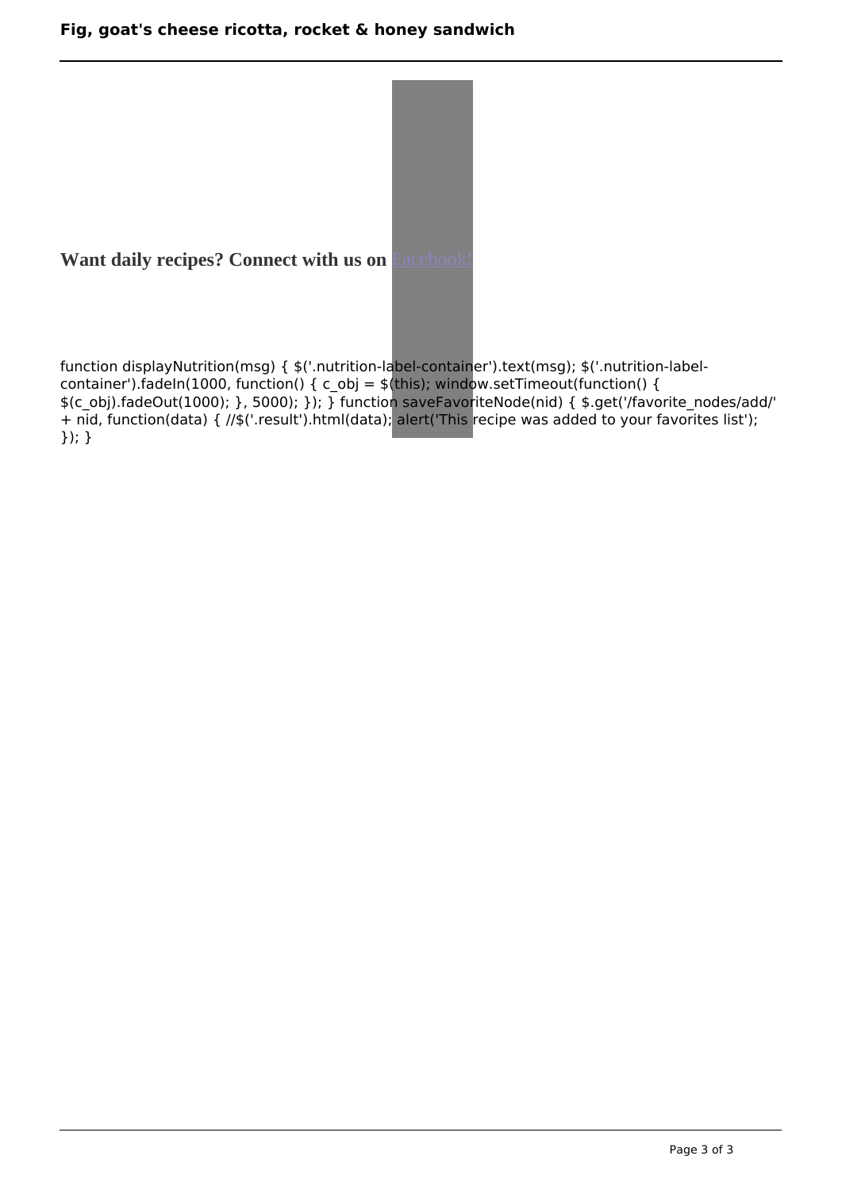**Want daily recipes? Connect with us on Facebook!**

function displayNutrition(msg) { $('.nutrition-label-container').text(msg); $('.nutrition-label-container').fadeIn(1000, function() { c_obj = $(this); window.setTimeout(function() { $(c_obj).fadeOut(1000); }, 5000); }); } function saveFavoriteNode(nid) { $.get('/favorite_nodes/add/' + nid, function(data) { //$('.result').html(data); alert('This recipe was added to your favorites list'); }); }